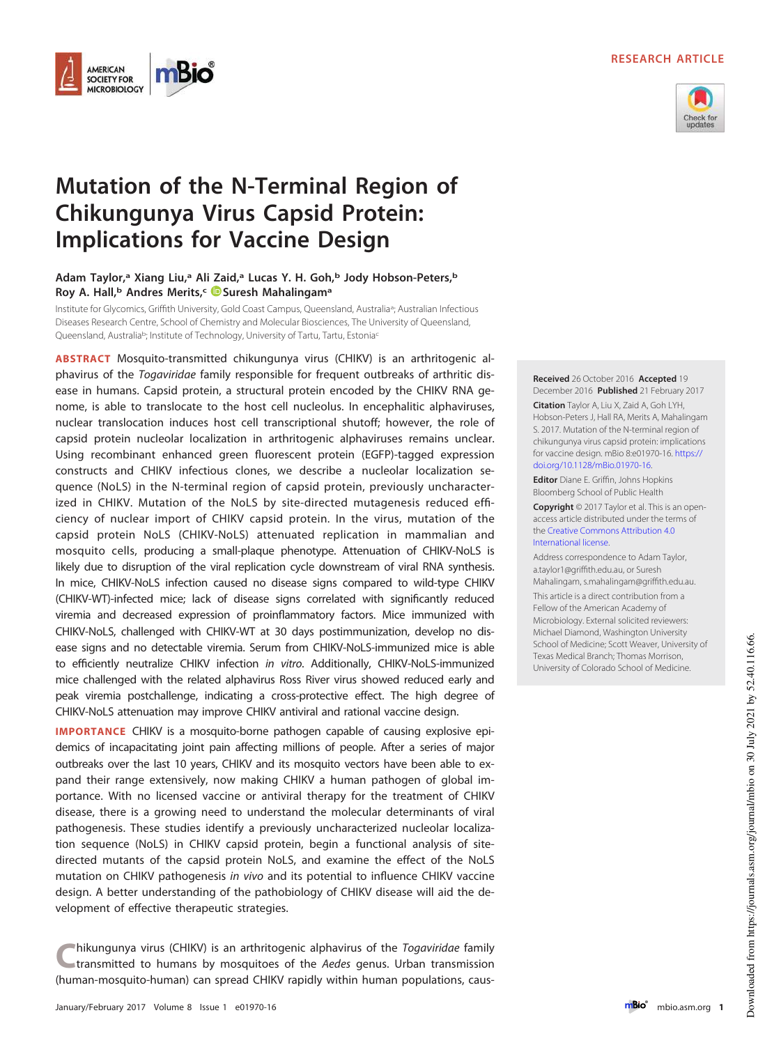RESEARCH ARTICLE

# Mutation of the N-Terminal Region of Chikungunya Virus Capsid Protein: Implications for Vaccine Design

**Adam Taylor,[a] Xiang Liu,[a] Ali Zaid,[a] Lucas Y. H. Goh,[b] Jody Hobson-Peters,[b] Roy A. Hall,[b] Andres Merits,[c] Suresh Mahalingam[a]**

Institute for Glycomics, Griffith University, Gold Coast Campus, Queensland, Australia[a]; Australian Infectious Diseases Research Centre, School of Chemistry and Molecular Biosciences, The University of Queensland, Queensland, Australia[b]; Institute of Technology, University of Tartu, Tartu, Estonia[c]

**ABSTRACT** Mosquito-transmitted chikungunya virus (CHIKV) is an arthritogenic alphavirus of the *Togaviridae* family responsible for frequent outbreaks of arthritic disease in humans. Capsid protein, a structural protein encoded by the CHIKV RNA genome, is able to translocate to the host cell nucleolus. In encephalitic alphaviruses, nuclear translocation induces host cell transcriptional shutoff; however, the role of capsid protein nucleolar localization in arthritogenic alphaviruses remains unclear. Using recombinant enhanced green fluorescent protein (EGFP)-tagged expression constructs and CHIKV infectious clones, we describe a nucleolar localization sequence (NoLS) in the N-terminal region of capsid protein, previously uncharacterized in CHIKV. Mutation of the NoLS by site-directed mutagenesis reduced efficiency of nuclear import of CHIKV capsid protein. In the virus, mutation of the capsid protein NoLS (CHIKV-NoLS) attenuated replication in mammalian and mosquito cells, producing a small-plaque phenotype. Attenuation of CHIKV-NoLS is likely due to disruption of the viral replication cycle downstream of viral RNA synthesis. In mice, CHIKV-NoLS infection caused no disease signs compared to wild-type CHIKV (CHIKV-WT)-infected mice; lack of disease signs correlated with significantly reduced viremia and decreased expression of proinflammatory factors. Mice immunized with CHIKV-NoLS, challenged with CHIKV-WT at 30 days postimmunization, develop no disease signs and no detectable viremia. Serum from CHIKV-NoLS-immunized mice is able to efficiently neutralize CHIKV infection *in vitro*. Additionally, CHIKV-NoLS-immunized mice challenged with the related alphavirus Ross River virus showed reduced early and peak viremia postchallenge, indicating a cross-protective effect. The high degree of CHIKV-NoLS attenuation may improve CHIKV antiviral and rational vaccine design.

**IMPORTANCE** CHIKV is a mosquito-borne pathogen capable of causing explosive epidemics of incapacitating joint pain affecting millions of people. After a series of major outbreaks over the last 10 years, CHIKV and its mosquito vectors have been able to expand their range extensively, now making CHIKV a human pathogen of global importance. With no licensed vaccine or antiviral therapy for the treatment of CHIKV disease, there is a growing need to understand the molecular determinants of viral pathogenesis. These studies identify a previously uncharacterized nucleolar localization sequence (NoLS) in CHIKV capsid protein, begin a functional analysis of site-directed mutants of the capsid protein NoLS, and examine the effect of the NoLS mutation on CHIKV pathogenesis *in vivo* and its potential to influence CHIKV vaccine design. A better understanding of the pathobiology of CHIKV disease will aid the development of effective therapeutic strategies.

**Received** 26 October 2016 **Accepted** 19 December 2016 **Published** 21 February 2017

**Citation** Taylor A, Liu X, Zaid A, Goh LYH, Hobson-Peters J, Hall RA, Merits A, Mahalingam S. 2017. Mutation of the N-terminal region of chikungunya virus capsid protein: implications for vaccine design. mBio 8:e01970-16. https://doi.org/10.1128/mBio.01970-16.

**Editor** Diane E. Griffin, Johns Hopkins Bloomberg School of Public Health

**Copyright** © 2017 Taylor et al. This is an open-access article distributed under the terms of the Creative Commons Attribution 4.0 International license.

Address correspondence to Adam Taylor, a.taylor1@griffith.edu.au, or Suresh Mahalingam, s.mahalingam@griffith.edu.au.

This article is a direct contribution from a Fellow of the American Academy of Microbiology. External solicited reviewers: Michael Diamond, Washington University School of Medicine; Scott Weaver, University of Texas Medical Branch; Thomas Morrison, University of Colorado School of Medicine.

Chikungunya virus (CHIKV) is an arthritogenic alphavirus of the *Togaviridae* family transmitted to humans by mosquitoes of the *Aedes* genus. Urban transmission (human-mosquito-human) can spread CHIKV rapidly within human populations, caus-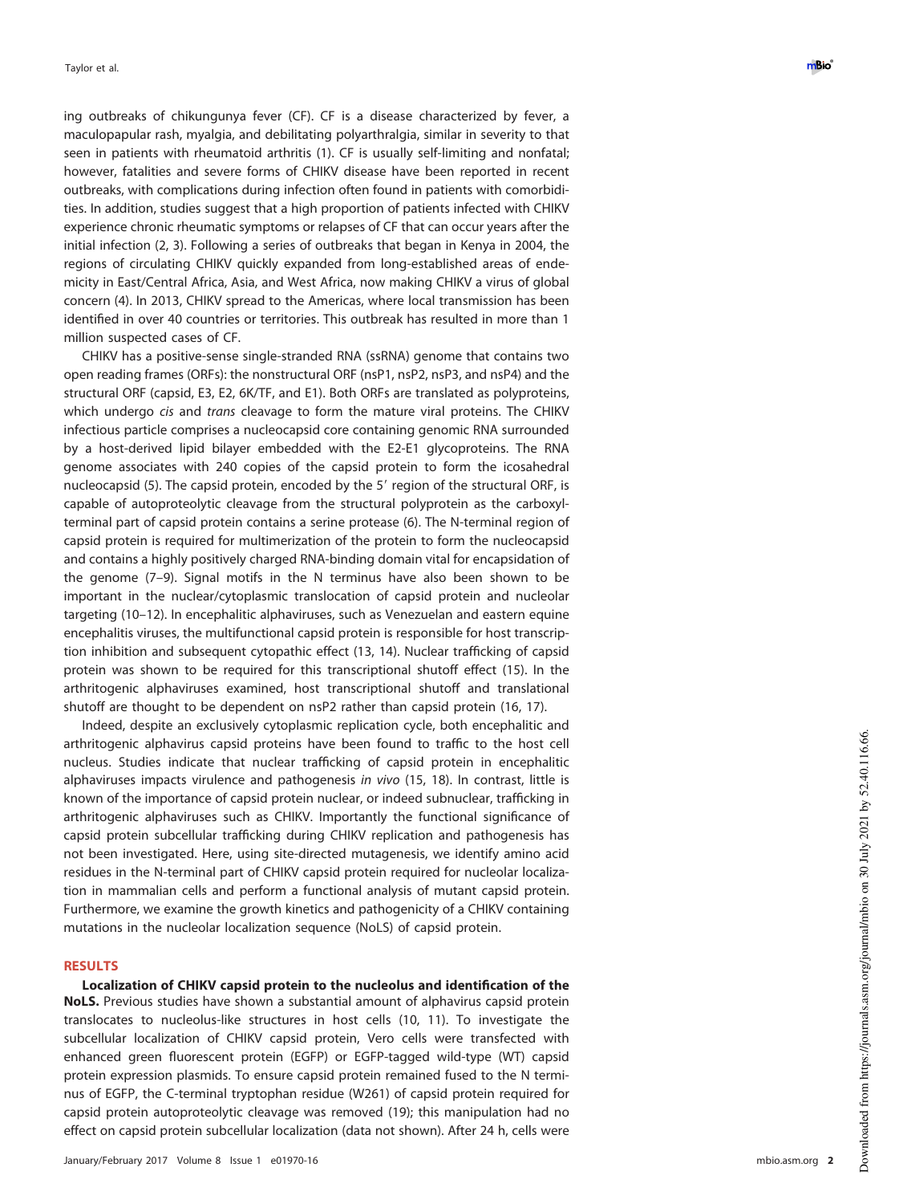ing outbreaks of chikungunya fever (CF). CF is a disease characterized by fever, a maculopapular rash, myalgia, and debilitating polyarthralgia, similar in severity to that seen in patients with rheumatoid arthritis (1). CF is usually self-limiting and nonfatal; however, fatalities and severe forms of CHIKV disease have been reported in recent outbreaks, with complications during infection often found in patients with comorbidities. In addition, studies suggest that a high proportion of patients infected with CHIKV experience chronic rheumatic symptoms or relapses of CF that can occur years after the initial infection (2, 3). Following a series of outbreaks that began in Kenya in 2004, the regions of circulating CHIKV quickly expanded from long-established areas of endemicity in East/Central Africa, Asia, and West Africa, now making CHIKV a virus of global concern (4). In 2013, CHIKV spread to the Americas, where local transmission has been identified in over 40 countries or territories. This outbreak has resulted in more than 1 million suspected cases of CF.

CHIKV has a positive-sense single-stranded RNA (ssRNA) genome that contains two open reading frames (ORFs): the nonstructural ORF (nsP1, nsP2, nsP3, and nsP4) and the structural ORF (capsid, E3, E2, 6K/TF, and E1). Both ORFs are translated as polyproteins, which undergo *cis* and *trans* cleavage to form the mature viral proteins. The CHIKV infectious particle comprises a nucleocapsid core containing genomic RNA surrounded by a host-derived lipid bilayer embedded with the E2-E1 glycoproteins. The RNA genome associates with 240 copies of the capsid protein to form the icosahedral nucleocapsid (5). The capsid protein, encoded by the 5′ region of the structural ORF, is capable of autoproteolytic cleavage from the structural polyprotein as the carboxyl-terminal part of capsid protein contains a serine protease (6). The N-terminal region of capsid protein is required for multimerization of the protein to form the nucleocapsid and contains a highly positively charged RNA-binding domain vital for encapsidation of the genome (7–9). Signal motifs in the N terminus have also been shown to be important in the nuclear/cytoplasmic translocation of capsid protein and nucleolar targeting (10–12). In encephalitic alphaviruses, such as Venezuelan and eastern equine encephalitis viruses, the multifunctional capsid protein is responsible for host transcription inhibition and subsequent cytopathic effect (13, 14). Nuclear trafficking of capsid protein was shown to be required for this transcriptional shutoff effect (15). In the arthritogenic alphaviruses examined, host transcriptional shutoff and translational shutoff are thought to be dependent on nsP2 rather than capsid protein (16, 17).

Indeed, despite an exclusively cytoplasmic replication cycle, both encephalitic and arthritogenic alphavirus capsid proteins have been found to traffic to the host cell nucleus. Studies indicate that nuclear trafficking of capsid protein in encephalitic alphaviruses impacts virulence and pathogenesis *in vivo* (15, 18). In contrast, little is known of the importance of capsid protein nuclear, or indeed subnuclear, trafficking in arthritogenic alphaviruses such as CHIKV. Importantly the functional significance of capsid protein subcellular trafficking during CHIKV replication and pathogenesis has not been investigated. Here, using site-directed mutagenesis, we identify amino acid residues in the N-terminal part of CHIKV capsid protein required for nucleolar localization in mammalian cells and perform a functional analysis of mutant capsid protein. Furthermore, we examine the growth kinetics and pathogenicity of a CHIKV containing mutations in the nucleolar localization sequence (NoLS) of capsid protein.

## RESULTS

**Localization of CHIKV capsid protein to the nucleolus and identification of the NoLS.** Previous studies have shown a substantial amount of alphavirus capsid protein translocates to nucleolus-like structures in host cells (10, 11). To investigate the subcellular localization of CHIKV capsid protein, Vero cells were transfected with enhanced green fluorescent protein (EGFP) or EGFP-tagged wild-type (WT) capsid protein expression plasmids. To ensure capsid protein remained fused to the N terminus of EGFP, the C-terminal tryptophan residue (W261) of capsid protein required for capsid protein autoproteolytic cleavage was removed (19); this manipulation had no effect on capsid protein subcellular localization (data not shown). After 24 h, cells were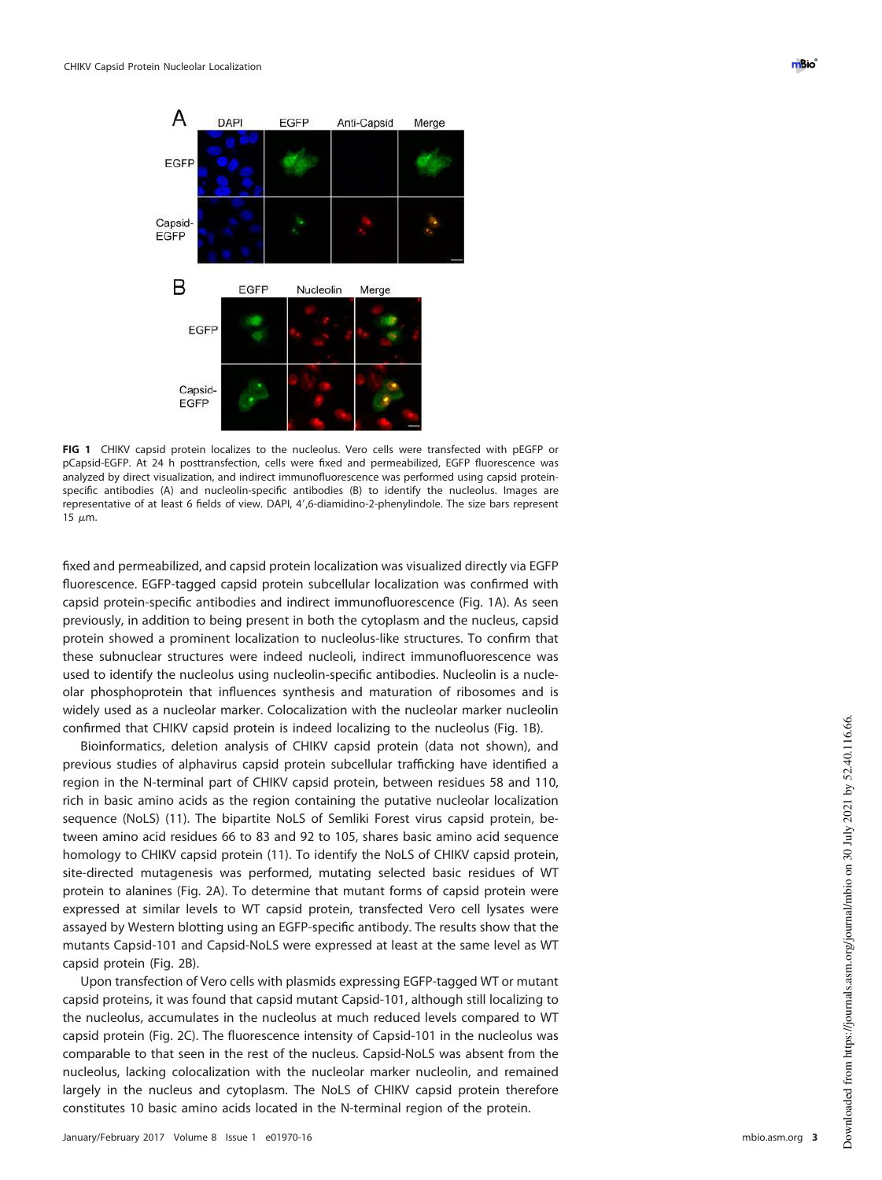**FIG 1** CHIKV capsid protein localizes to the nucleolus. Vero cells were transfected with pEGFP or pCapsid-EGFP. At 24 h posttransfection, cells were fixed and permeabilized, EGFP fluorescence was analyzed by direct visualization, and indirect immunofluorescence was performed using capsid protein-specific antibodies (A) and nucleolin-specific antibodies (B) to identify the nucleolus. Images are representative of at least 6 fields of view. DAPI, 4′,6-diamidino-2-phenylindole. The size bars represent 15 μm.

fixed and permeabilized, and capsid protein localization was visualized directly via EGFP fluorescence. EGFP-tagged capsid protein subcellular localization was confirmed with capsid protein-specific antibodies and indirect immunofluorescence (Fig. 1A). As seen previously, in addition to being present in both the cytoplasm and the nucleus, capsid protein showed a prominent localization to nucleolus-like structures. To confirm that these subnuclear structures were indeed nucleoli, indirect immunofluorescence was used to identify the nucleolus using nucleolin-specific antibodies. Nucleolin is a nucleolar phosphoprotein that influences synthesis and maturation of ribosomes and is widely used as a nucleolar marker. Colocalization with the nucleolar marker nucleolin confirmed that CHIKV capsid protein is indeed localizing to the nucleolus (Fig. 1B).

Bioinformatics, deletion analysis of CHIKV capsid protein (data not shown), and previous studies of alphavirus capsid protein subcellular trafficking have identified a region in the N-terminal part of CHIKV capsid protein, between residues 58 and 110, rich in basic amino acids as the region containing the putative nucleolar localization sequence (NoLS) (11). The bipartite NoLS of Semliki Forest virus capsid protein, between amino acid residues 66 to 83 and 92 to 105, shares basic amino acid sequence homology to CHIKV capsid protein (11). To identify the NoLS of CHIKV capsid protein, site-directed mutagenesis was performed, mutating selected basic residues of WT protein to alanines (Fig. 2A). To determine that mutant forms of capsid protein were expressed at similar levels to WT capsid protein, transfected Vero cell lysates were assayed by Western blotting using an EGFP-specific antibody. The results show that the mutants Capsid-101 and Capsid-NoLS were expressed at least at the same level as WT capsid protein (Fig. 2B).

Upon transfection of Vero cells with plasmids expressing EGFP-tagged WT or mutant capsid proteins, it was found that capsid mutant Capsid-101, although still localizing to the nucleolus, accumulates in the nucleolus at much reduced levels compared to WT capsid protein (Fig. 2C). The fluorescence intensity of Capsid-101 in the nucleolus was comparable to that seen in the rest of the nucleus. Capsid-NoLS was absent from the nucleolus, lacking colocalization with the nucleolar marker nucleolin, and remained largely in the nucleus and cytoplasm. The NoLS of CHIKV capsid protein therefore constitutes 10 basic amino acids located in the N-terminal region of the protein.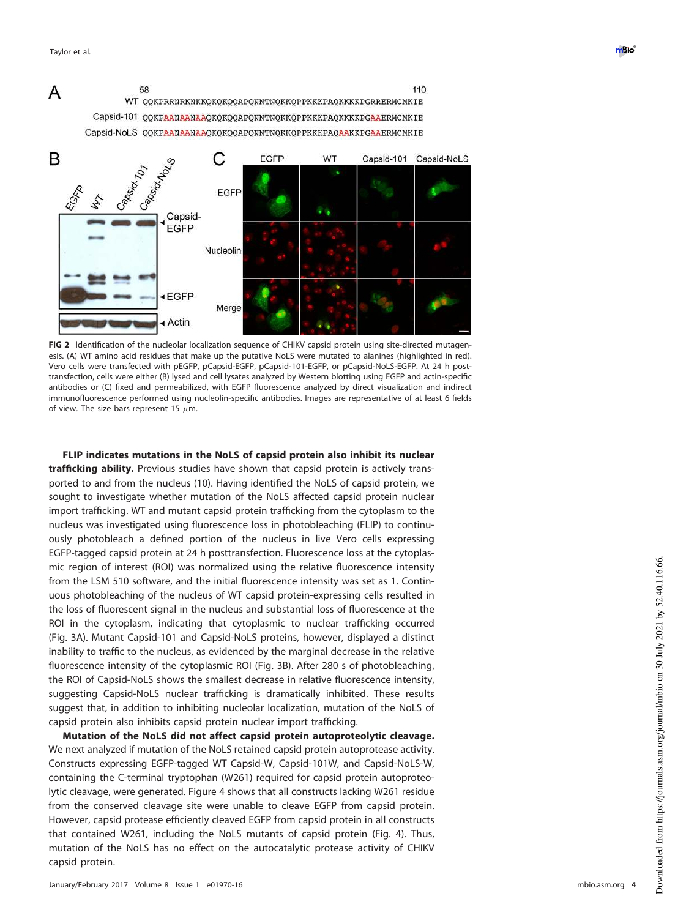FIG 2 Identification of the nucleolar localization sequence of CHIKV capsid protein using site-directed mutagenesis. (A) WT amino acid residues that make up the putative NoLS were mutated to alanines (highlighted in red). Vero cells were transfected with pEGFP, pCapsid-EGFP, pCapsid-101-EGFP, or pCapsid-NoLS-EGFP. At 24 h posttransfection, cells were either (B) lysed and cell lysates analyzed by Western blotting using EGFP and actin-specific antibodies or (C) fixed and permeabilized, with EGFP fluorescence analyzed by direct visualization and indirect immunofluorescence performed using nucleolin-specific antibodies. Images are representative of at least 6 fields of view. The size bars represent 15 μm.

**FLIP indicates mutations in the NoLS of capsid protein also inhibit its nuclear trafficking ability.** Previous studies have shown that capsid protein is actively transported to and from the nucleus (10). Having identified the NoLS of capsid protein, we sought to investigate whether mutation of the NoLS affected capsid protein nuclear import trafficking. WT and mutant capsid protein trafficking from the cytoplasm to the nucleus was investigated using fluorescence loss in photobleaching (FLIP) to continuously photobleach a defined portion of the nucleus in live Vero cells expressing EGFP-tagged capsid protein at 24 h posttransfection. Fluorescence loss at the cytoplasmic region of interest (ROI) was normalized using the relative fluorescence intensity from the LSM 510 software, and the initial fluorescence intensity was set as 1. Continuous photobleaching of the nucleus of WT capsid protein-expressing cells resulted in the loss of fluorescent signal in the nucleus and substantial loss of fluorescence at the ROI in the cytoplasm, indicating that cytoplasmic to nuclear trafficking occurred (Fig. 3A). Mutant Capsid-101 and Capsid-NoLS proteins, however, displayed a distinct inability to traffic to the nucleus, as evidenced by the marginal decrease in the relative fluorescence intensity of the cytoplasmic ROI (Fig. 3B). After 280 s of photobleaching, the ROI of Capsid-NoLS shows the smallest decrease in relative fluorescence intensity, suggesting Capsid-NoLS nuclear trafficking is dramatically inhibited. These results suggest that, in addition to inhibiting nucleolar localization, mutation of the NoLS of capsid protein also inhibits capsid protein nuclear import trafficking.

**Mutation of the NoLS did not affect capsid protein autoproteolytic cleavage.** We next analyzed if mutation of the NoLS retained capsid protein autoprotease activity. Constructs expressing EGFP-tagged WT Capsid-W, Capsid-101W, and Capsid-NoLS-W, containing the C-terminal tryptophan (W261) required for capsid protein autoproteolytic cleavage, were generated. Figure 4 shows that all constructs lacking W261 residue from the conserved cleavage site were unable to cleave EGFP from capsid protein. However, capsid protease efficiently cleaved EGFP from capsid protein in all constructs that contained W261, including the NoLS mutants of capsid protein (Fig. 4). Thus, mutation of the NoLS has no effect on the autocatalytic protease activity of CHIKV capsid protein.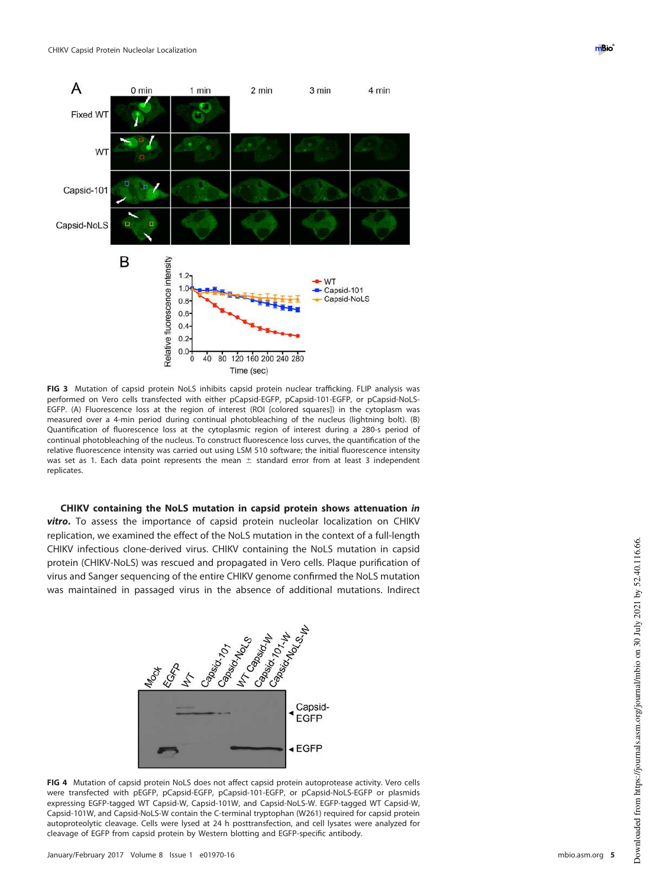**FIG 3** Mutation of capsid protein NoLS inhibits capsid protein nuclear trafficking. FLIP analysis was performed on Vero cells transfected with either pCapsid-EGFP, pCapsid-101-EGFP, or pCapsid-NoLS-EGFP. (A) Fluorescence loss at the region of interest (ROI [colored squares]) in the cytoplasm was measured over a 4-min period during continual photobleaching of the nucleus (lightning bolt). (B) Quantification of fluorescence loss at the cytoplasmic region of interest during a 280-s period of continual photobleaching of the nucleus. To construct fluorescence loss curves, the quantification of the relative fluorescence intensity was carried out using LSM 510 software; the initial fluorescence intensity was set as 1. Each data point represents the mean ± standard error from at least 3 independent replicates.

**CHIKV containing the NoLS mutation in capsid protein shows attenuation *in vitro*.** To assess the importance of capsid protein nucleolar localization on CHIKV replication, we examined the effect of the NoLS mutation in the context of a full-length CHIKV infectious clone-derived virus. CHIKV containing the NoLS mutation in capsid protein (CHIKV-NoLS) was rescued and propagated in Vero cells. Plaque purification of virus and Sanger sequencing of the entire CHIKV genome confirmed the NoLS mutation was maintained in passaged virus in the absence of additional mutations. Indirect

**FIG 4** Mutation of capsid protein NoLS does not affect capsid protein autoprotease activity. Vero cells were transfected with pEGFP, pCapsid-EGFP, pCapsid-101-EGFP, or pCapsid-NoLS-EGFP or plasmids expressing EGFP-tagged WT Capsid-W, Capsid-101W, and Capsid-NoLS-W. EGFP-tagged WT Capsid-W, Capsid-101W, and Capsid-NoLS-W contain the C-terminal tryptophan (W261) required for capsid protein autoproteolytic cleavage. Cells were lysed at 24 h posttransfection, and cell lysates were analyzed for cleavage of EGFP from capsid protein by Western blotting and EGFP-specific antibody.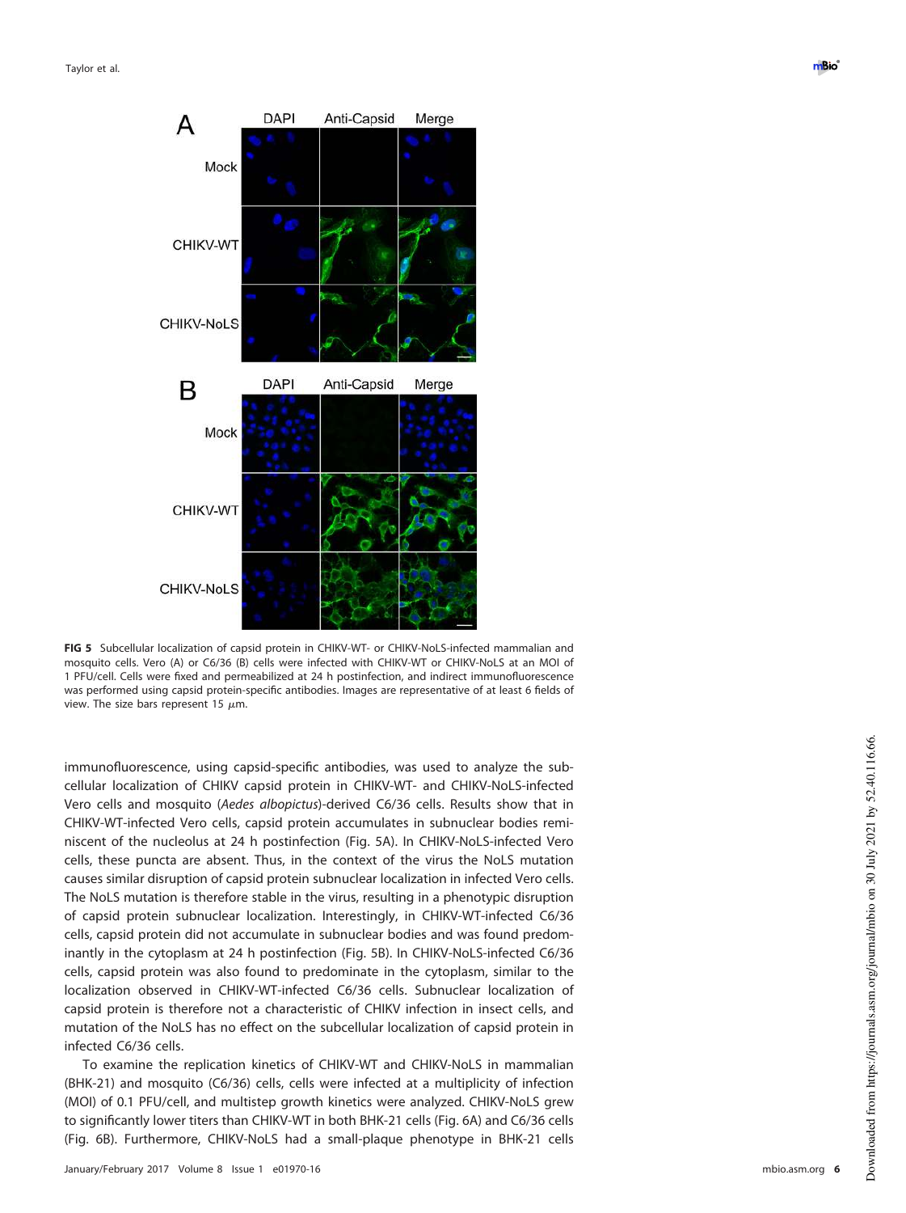**FIG 5** Subcellular localization of capsid protein in CHIKV-WT- or CHIKV-NoLS-infected mammalian and mosquito cells. Vero (A) or C6/36 (B) cells were infected with CHIKV-WT or CHIKV-NoLS at an MOI of 1 PFU/cell. Cells were fixed and permeabilized at 24 h postinfection, and indirect immunofluorescence was performed using capsid protein-specific antibodies. Images are representative of at least 6 fields of view. The size bars represent 15 $\mu$m.

immunofluorescence, using capsid-specific antibodies, was used to analyze the subcellular localization of CHIKV capsid protein in CHIKV-WT- and CHIKV-NoLS-infected Vero cells and mosquito (*Aedes albopictus*)-derived C6/36 cells. Results show that in CHIKV-WT-infected Vero cells, capsid protein accumulates in subnuclear bodies reminiscent of the nucleolus at 24 h postinfection (Fig. 5A). In CHIKV-NoLS-infected Vero cells, these puncta are absent. Thus, in the context of the virus the NoLS mutation causes similar disruption of capsid protein subnuclear localization in infected Vero cells. The NoLS mutation is therefore stable in the virus, resulting in a phenotypic disruption of capsid protein subnuclear localization. Interestingly, in CHIKV-WT-infected C6/36 cells, capsid protein did not accumulate in subnuclear bodies and was found predominantly in the cytoplasm at 24 h postinfection (Fig. 5B). In CHIKV-NoLS-infected C6/36 cells, capsid protein was also found to predominate in the cytoplasm, similar to the localization observed in CHIKV-WT-infected C6/36 cells. Subnuclear localization of capsid protein is therefore not a characteristic of CHIKV infection in insect cells, and mutation of the NoLS has no effect on the subcellular localization of capsid protein in infected C6/36 cells.

To examine the replication kinetics of CHIKV-WT and CHIKV-NoLS in mammalian (BHK-21) and mosquito (C6/36) cells, cells were infected at a multiplicity of infection (MOI) of 0.1 PFU/cell, and multistep growth kinetics were analyzed. CHIKV-NoLS grew to significantly lower titers than CHIKV-WT in both BHK-21 cells (Fig. 6A) and C6/36 cells (Fig. 6B). Furthermore, CHIKV-NoLS had a small-plaque phenotype in BHK-21 cells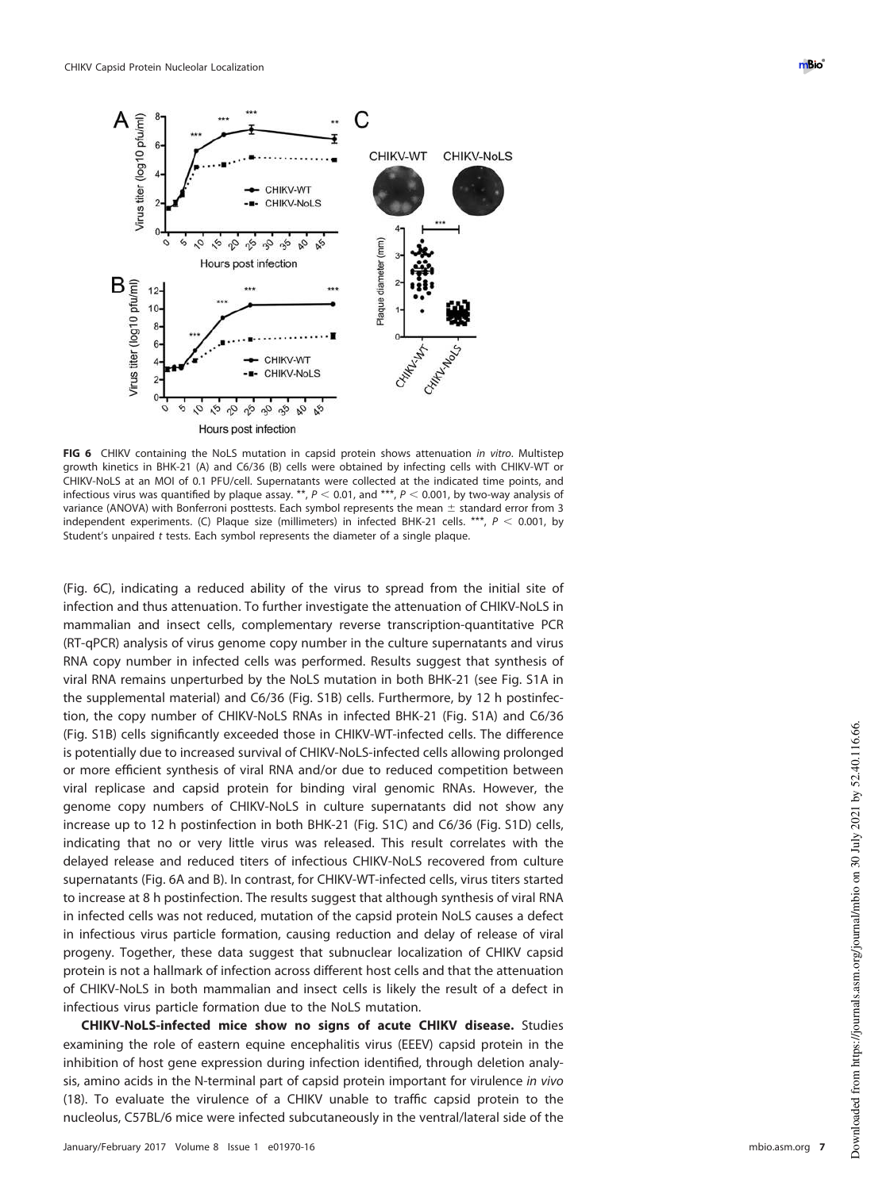**FIG 6** CHIKV containing the NoLS mutation in capsid protein shows attenuation *in vitro*. Multistep growth kinetics in BHK-21 (A) and C6/36 (B) cells were obtained by infecting cells with CHIKV-WT or CHIKV-NoLS at an MOI of 0.1 PFU/cell. Supernatants were collected at the indicated time points, and infectious virus was quantified by plaque assay. **, $P < 0.01$, and ***, $P < 0.001$, by two-way analysis of variance (ANOVA) with Bonferroni posttests. Each symbol represents the mean ± standard error from 3 independent experiments. (C) Plaque size (millimeters) in infected BHK-21 cells. ***, $P < 0.001$, by Student's unpaired *t* tests. Each symbol represents the diameter of a single plaque.

(Fig. 6C), indicating a reduced ability of the virus to spread from the initial site of infection and thus attenuation. To further investigate the attenuation of CHIKV-NoLS in mammalian and insect cells, complementary reverse transcription-quantitative PCR (RT-qPCR) analysis of virus genome copy number in the culture supernatants and virus RNA copy number in infected cells was performed. Results suggest that synthesis of viral RNA remains unperturbed by the NoLS mutation in both BHK-21 (see Fig. S1A in the supplemental material) and C6/36 (Fig. S1B) cells. Furthermore, by 12 h postinfection, the copy number of CHIKV-NoLS RNAs in infected BHK-21 (Fig. S1A) and C6/36 (Fig. S1B) cells significantly exceeded those in CHIKV-WT-infected cells. The difference is potentially due to increased survival of CHIKV-NoLS-infected cells allowing prolonged or more efficient synthesis of viral RNA and/or due to reduced competition between viral replicase and capsid protein for binding viral genomic RNAs. However, the genome copy numbers of CHIKV-NoLS in culture supernatants did not show any increase up to 12 h postinfection in both BHK-21 (Fig. S1C) and C6/36 (Fig. S1D) cells, indicating that no or very little virus was released. This result correlates with the delayed release and reduced titers of infectious CHIKV-NoLS recovered from culture supernatants (Fig. 6A and B). In contrast, for CHIKV-WT-infected cells, virus titers started to increase at 8 h postinfection. The results suggest that although synthesis of viral RNA in infected cells was not reduced, mutation of the capsid protein NoLS causes a defect in infectious virus particle formation, causing reduction and delay of release of viral progeny. Together, these data suggest that subnuclear localization of CHIKV capsid protein is not a hallmark of infection across different host cells and that the attenuation of CHIKV-NoLS in both mammalian and insect cells is likely the result of a defect in infectious virus particle formation due to the NoLS mutation.

**CHIKV-NoLS-infected mice show no signs of acute CHIKV disease.** Studies examining the role of eastern equine encephalitis virus (EEEV) capsid protein in the inhibition of host gene expression during infection identified, through deletion analysis, amino acids in the N-terminal part of capsid protein important for virulence *in vivo* (18). To evaluate the virulence of a CHIKV unable to traffic capsid protein to the nucleolus, C57BL/6 mice were infected subcutaneously in the ventral/lateral side of the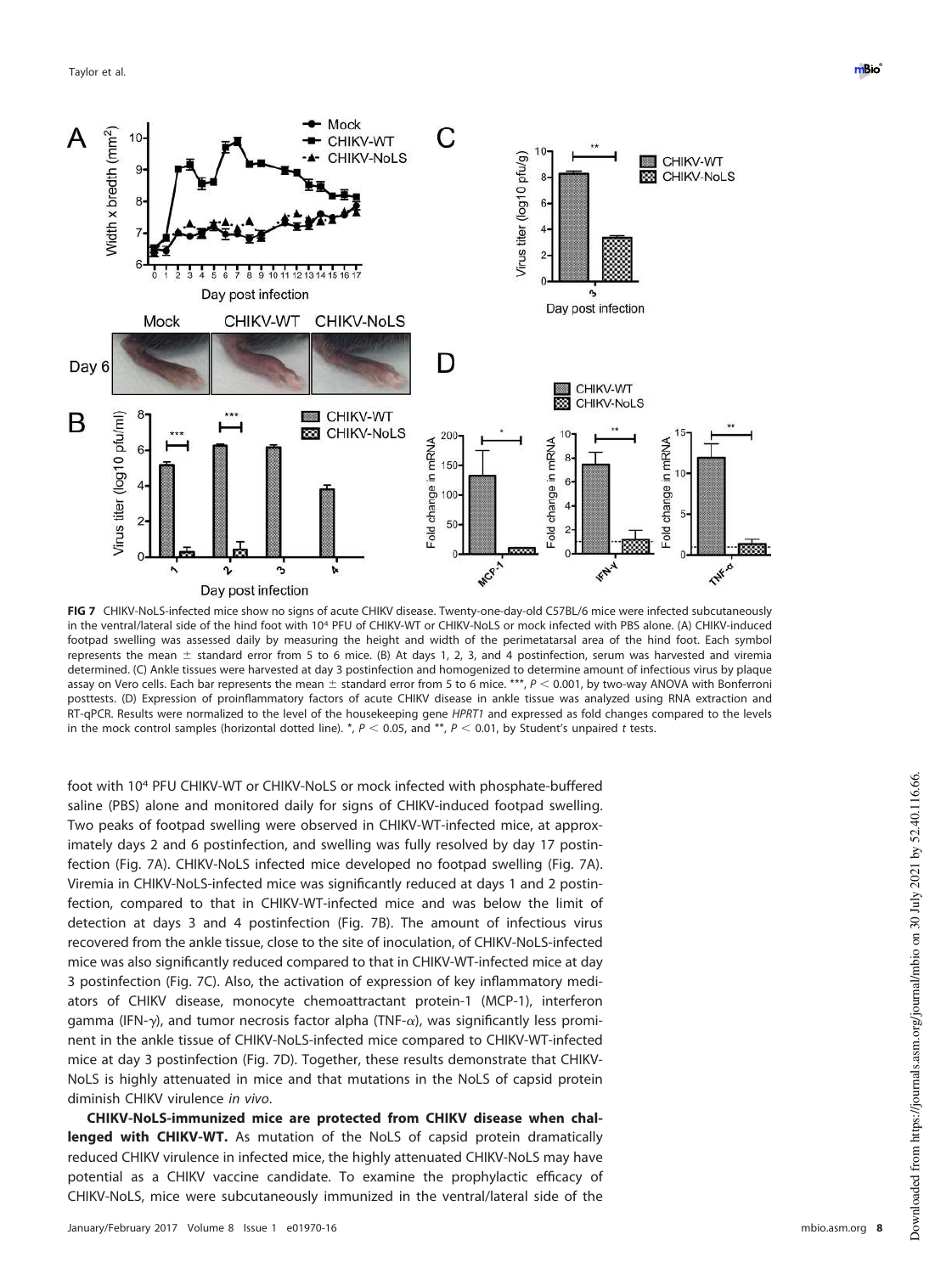**FIG 7** CHIKV-NoLS-infected mice show no signs of acute CHIKV disease. Twenty-one-day-old C57BL/6 mice were infected subcutaneously in the ventral/lateral side of the hind foot with $10^4$ PFU of CHIKV-WT or CHIKV-NoLS or mock infected with PBS alone. (A) CHIKV-induced footpad swelling was assessed daily by measuring the height and width of the perimetatarsal area of the hind foot. Each symbol represents the mean ± standard error from 5 to 6 mice. (B) At days 1, 2, 3, and 4 postinfection, serum was harvested and viremia determined. (C) Ankle tissues were harvested at day 3 postinfection and homogenized to determine amount of infectious virus by plaque assay on Vero cells. Each bar represents the mean ± standard error from 5 to 6 mice. ***, $P < 0.001$, by two-way ANOVA with Bonferroni posttests. (D) Expression of proinflammatory factors of acute CHIKV disease in ankle tissue was analyzed using RNA extraction and RT-qPCR. Results were normalized to the level of the housekeeping gene *HPRT1* and expressed as fold changes compared to the levels in the mock control samples (horizontal dotted line). *, $P < 0.05$, and **, $P < 0.01$, by Student's unpaired *t* tests.

foot with $10^4$ PFU CHIKV-WT or CHIKV-NoLS or mock infected with phosphate-buffered saline (PBS) alone and monitored daily for signs of CHIKV-induced footpad swelling. Two peaks of footpad swelling were observed in CHIKV-WT-infected mice, at approximately days 2 and 6 postinfection, and swelling was fully resolved by day 17 postinfection (Fig. 7A). CHIKV-NoLS infected mice developed no footpad swelling (Fig. 7A). Viremia in CHIKV-NoLS-infected mice was significantly reduced at days 1 and 2 postinfection, compared to that in CHIKV-WT-infected mice and was below the limit of detection at days 3 and 4 postinfection (Fig. 7B). The amount of infectious virus recovered from the ankle tissue, close to the site of inoculation, of CHIKV-NoLS-infected mice was also significantly reduced compared to that in CHIKV-WT-infected mice at day 3 postinfection (Fig. 7C). Also, the activation of expression of key inflammatory mediators of CHIKV disease, monocyte chemoattractant protein-1 (MCP-1), interferon gamma (IFN-$\gamma$), and tumor necrosis factor alpha (TNF-$\alpha$), was significantly less prominent in the ankle tissue of CHIKV-NoLS-infected mice compared to CHIKV-WT-infected mice at day 3 postinfection (Fig. 7D). Together, these results demonstrate that CHIKV-NoLS is highly attenuated in mice and that mutations in the NoLS of capsid protein diminish CHIKV virulence *in vivo*.

**CHIKV-NoLS-immunized mice are protected from CHIKV disease when challenged with CHIKV-WT.** As mutation of the NoLS of capsid protein dramatically reduced CHIKV virulence in infected mice, the highly attenuated CHIKV-NoLS may have potential as a CHIKV vaccine candidate. To examine the prophylactic efficacy of CHIKV-NoLS, mice were subcutaneously immunized in the ventral/lateral side of the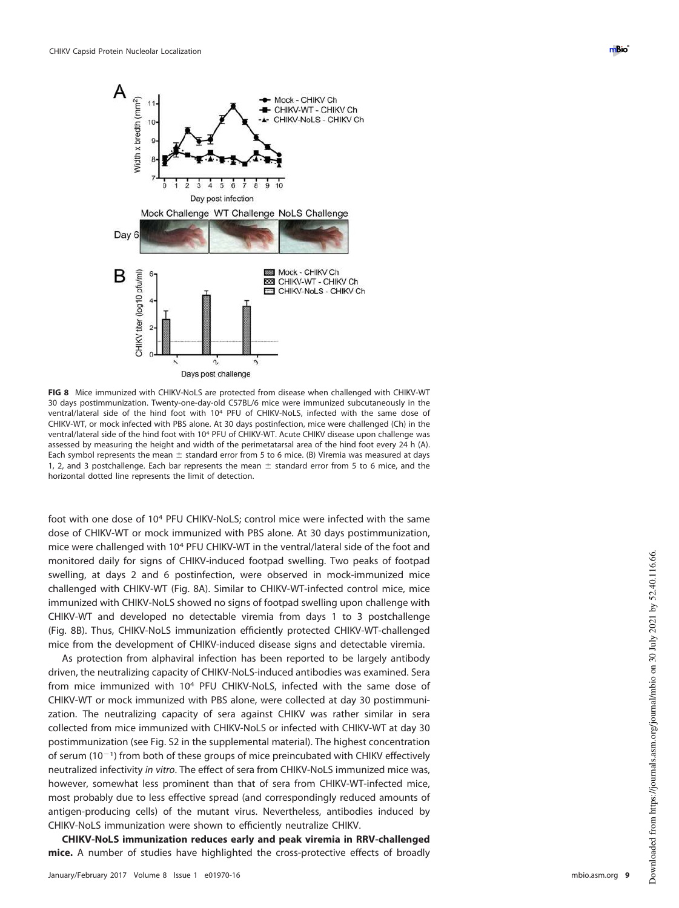**FIG 8** Mice immunized with CHIKV-NoLS are protected from disease when challenged with CHIKV-WT 30 days postimmunization. Twenty-one-day-old C57BL/6 mice were immunized subcutaneously in the ventral/lateral side of the hind foot with $10^4$ PFU of CHIKV-NoLS, infected with the same dose of CHIKV-WT, or mock infected with PBS alone. At 30 days postinfection, mice were challenged (Ch) in the ventral/lateral side of the hind foot with $10^4$ PFU of CHIKV-WT. Acute CHIKV disease upon challenge was assessed by measuring the height and width of the perimetatarsal area of the hind foot every 24 h (A). Each symbol represents the mean ± standard error from 5 to 6 mice. (B) Viremia was measured at days 1, 2, and 3 postchallenge. Each bar represents the mean ± standard error from 5 to 6 mice, and the horizontal dotted line represents the limit of detection.

foot with one dose of $10^4$ PFU CHIKV-NoLS; control mice were infected with the same dose of CHIKV-WT or mock immunized with PBS alone. At 30 days postimmunization, mice were challenged with $10^4$ PFU CHIKV-WT in the ventral/lateral side of the foot and monitored daily for signs of CHIKV-induced footpad swelling. Two peaks of footpad swelling, at days 2 and 6 postinfection, were observed in mock-immunized mice challenged with CHIKV-WT (Fig. 8A). Similar to CHIKV-WT-infected control mice, mice immunized with CHIKV-NoLS showed no signs of footpad swelling upon challenge with CHIKV-WT and developed no detectable viremia from days 1 to 3 postchallenge (Fig. 8B). Thus, CHIKV-NoLS immunization efficiently protected CHIKV-WT-challenged mice from the development of CHIKV-induced disease signs and detectable viremia.

As protection from alphaviral infection has been reported to be largely antibody driven, the neutralizing capacity of CHIKV-NoLS-induced antibodies was examined. Sera from mice immunized with $10^4$ PFU CHIKV-NoLS, infected with the same dose of CHIKV-WT or mock immunized with PBS alone, were collected at day 30 postimmunization. The neutralizing capacity of sera against CHIKV was rather similar in sera collected from mice immunized with CHIKV-NoLS or infected with CHIKV-WT at day 30 postimmunization (see Fig. S2 in the supplemental material). The highest concentration of serum ($10^{-1}$) from both of these groups of mice preincubated with CHIKV effectively neutralized infectivity *in vitro*. The effect of sera from CHIKV-NoLS immunized mice was, however, somewhat less prominent than that of sera from CHIKV-WT-infected mice, most probably due to less effective spread (and correspondingly reduced amounts of antigen-producing cells) of the mutant virus. Nevertheless, antibodies induced by CHIKV-NoLS immunization were shown to efficiently neutralize CHIKV.

**CHIKV-NoLS immunization reduces early and peak viremia in RRV-challenged mice.** A number of studies have highlighted the cross-protective effects of broadly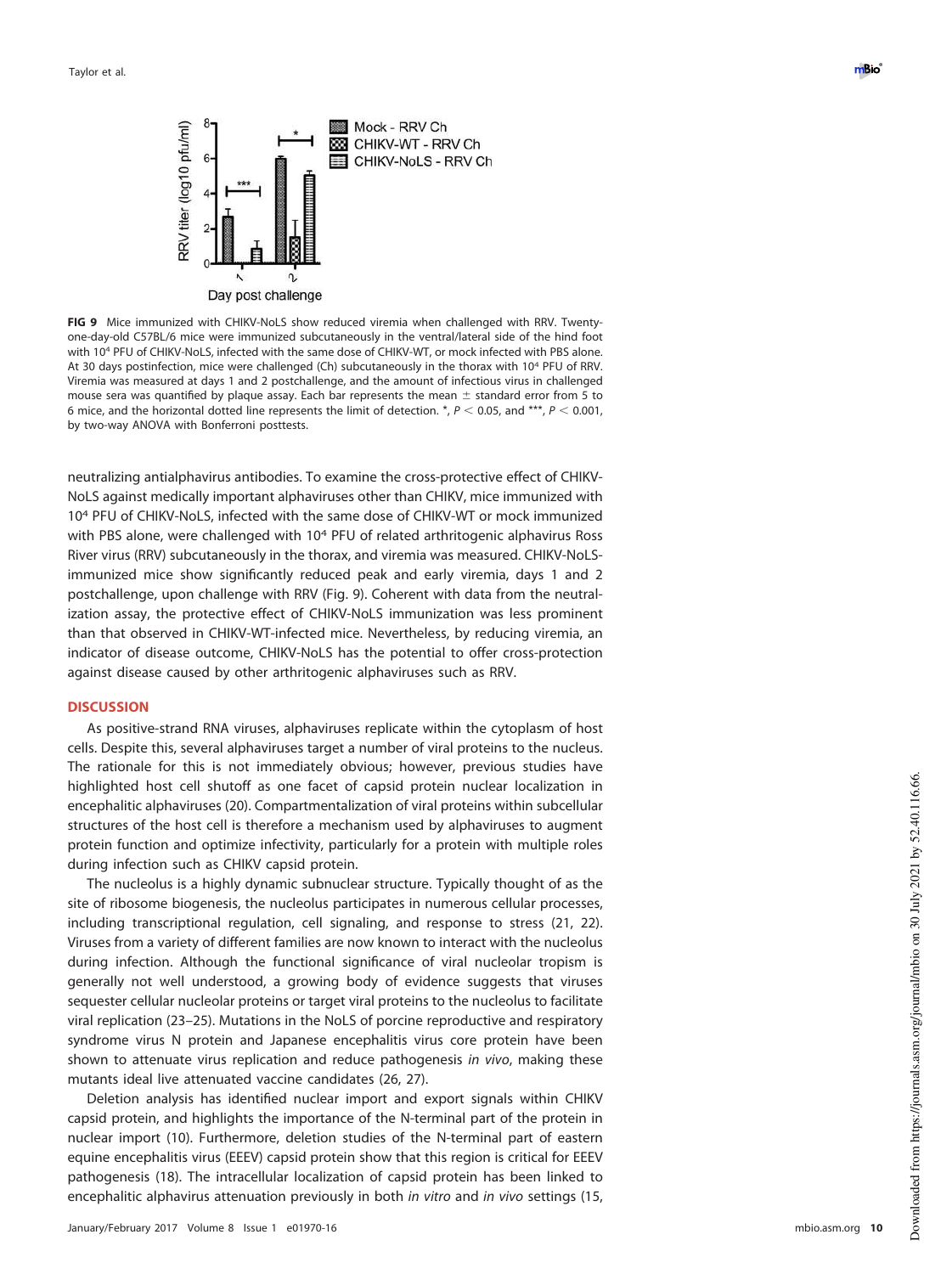**FIG 9** Mice immunized with CHIKV-NoLS show reduced viremia when challenged with RRV. Twenty-one-day-old C57BL/6 mice were immunized subcutaneously in the ventral/lateral side of the hind foot with $10^4$ PFU of CHIKV-NoLS, infected with the same dose of CHIKV-WT, or mock infected with PBS alone. At 30 days postinfection, mice were challenged (Ch) subcutaneously in the thorax with $10^4$ PFU of RRV. Viremia was measured at days 1 and 2 postchallenge, and the amount of infectious virus in challenged mouse sera was quantified by plaque assay. Each bar represents the mean ± standard error from 5 to 6 mice, and the horizontal dotted line represents the limit of detection. *, $P < 0.05$, and ***, $P < 0.001$, by two-way ANOVA with Bonferroni posttests.

neutralizing antialphavirus antibodies. To examine the cross-protective effect of CHIKV-NoLS against medically important alphaviruses other than CHIKV, mice immunized with $10^4$ PFU of CHIKV-NoLS, infected with the same dose of CHIKV-WT or mock immunized with PBS alone, were challenged with $10^4$ PFU of related arthritogenic alphavirus Ross River virus (RRV) subcutaneously in the thorax, and viremia was measured. CHIKV-NoLS-immunized mice show significantly reduced peak and early viremia, days 1 and 2 postchallenge, upon challenge with RRV (Fig. 9). Coherent with data from the neutralization assay, the protective effect of CHIKV-NoLS immunization was less prominent than that observed in CHIKV-WT-infected mice. Nevertheless, by reducing viremia, an indicator of disease outcome, CHIKV-NoLS has the potential to offer cross-protection against disease caused by other arthritogenic alphaviruses such as RRV.

## DISCUSSION

As positive-strand RNA viruses, alphaviruses replicate within the cytoplasm of host cells. Despite this, several alphaviruses target a number of viral proteins to the nucleus. The rationale for this is not immediately obvious; however, previous studies have highlighted host cell shutoff as one facet of capsid protein nuclear localization in encephalitic alphaviruses (20). Compartmentalization of viral proteins within subcellular structures of the host cell is therefore a mechanism used by alphaviruses to augment protein function and optimize infectivity, particularly for a protein with multiple roles during infection such as CHIKV capsid protein.

The nucleolus is a highly dynamic subnuclear structure. Typically thought of as the site of ribosome biogenesis, the nucleolus participates in numerous cellular processes, including transcriptional regulation, cell signaling, and response to stress (21, 22). Viruses from a variety of different families are now known to interact with the nucleolus during infection. Although the functional significance of viral nucleolar tropism is generally not well understood, a growing body of evidence suggests that viruses sequester cellular nucleolar proteins or target viral proteins to the nucleolus to facilitate viral replication (23–25). Mutations in the NoLS of porcine reproductive and respiratory syndrome virus N protein and Japanese encephalitis virus core protein have been shown to attenuate virus replication and reduce pathogenesis *in vivo*, making these mutants ideal live attenuated vaccine candidates (26, 27).

Deletion analysis has identified nuclear import and export signals within CHIKV capsid protein, and highlights the importance of the N-terminal part of the protein in nuclear import (10). Furthermore, deletion studies of the N-terminal part of eastern equine encephalitis virus (EEEV) capsid protein show that this region is critical for EEEV pathogenesis (18). The intracellular localization of capsid protein has been linked to encephalitic alphavirus attenuation previously in both *in vitro* and *in vivo* settings (15,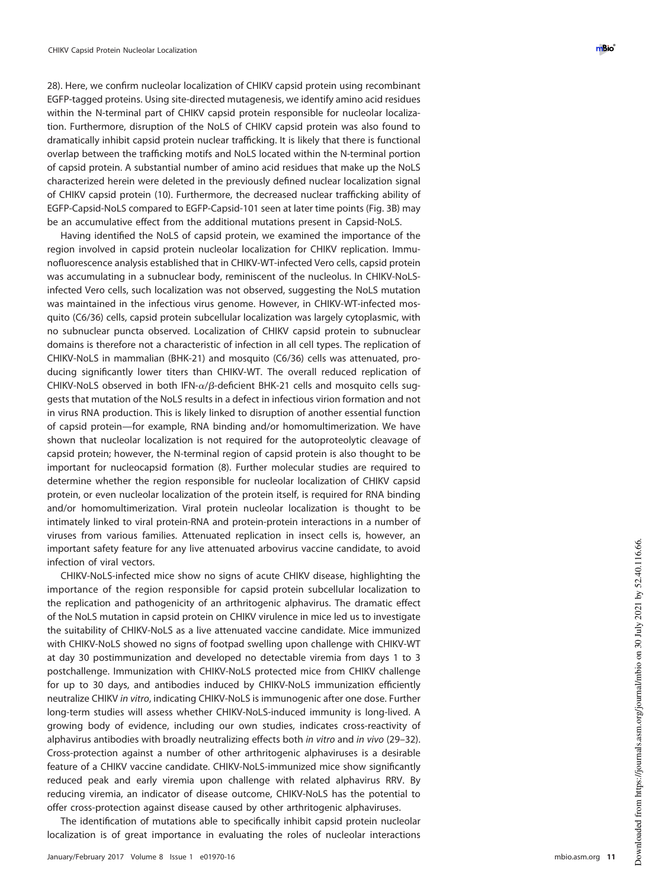28). Here, we confirm nucleolar localization of CHIKV capsid protein using recombinant EGFP-tagged proteins. Using site-directed mutagenesis, we identify amino acid residues within the N-terminal part of CHIKV capsid protein responsible for nucleolar localization. Furthermore, disruption of the NoLS of CHIKV capsid protein was also found to dramatically inhibit capsid protein nuclear trafficking. It is likely that there is functional overlap between the trafficking motifs and NoLS located within the N-terminal portion of capsid protein. A substantial number of amino acid residues that make up the NoLS characterized herein were deleted in the previously defined nuclear localization signal of CHIKV capsid protein (10). Furthermore, the decreased nuclear trafficking ability of EGFP-Capsid-NoLS compared to EGFP-Capsid-101 seen at later time points (Fig. 3B) may be an accumulative effect from the additional mutations present in Capsid-NoLS.

Having identified the NoLS of capsid protein, we examined the importance of the region involved in capsid protein nucleolar localization for CHIKV replication. Immunofluorescence analysis established that in CHIKV-WT-infected Vero cells, capsid protein was accumulating in a subnuclear body, reminiscent of the nucleolus. In CHIKV-NoLS-infected Vero cells, such localization was not observed, suggesting the NoLS mutation was maintained in the infectious virus genome. However, in CHIKV-WT-infected mosquito (C6/36) cells, capsid protein subcellular localization was largely cytoplasmic, with no subnuclear puncta observed. Localization of CHIKV capsid protein to subnuclear domains is therefore not a characteristic of infection in all cell types. The replication of CHIKV-NoLS in mammalian (BHK-21) and mosquito (C6/36) cells was attenuated, producing significantly lower titers than CHIKV-WT. The overall reduced replication of CHIKV-NoLS observed in both IFN-$\alpha/\beta$-deficient BHK-21 cells and mosquito cells suggests that mutation of the NoLS results in a defect in infectious virion formation and not in virus RNA production. This is likely linked to disruption of another essential function of capsid protein—for example, RNA binding and/or homomultimerization. We have shown that nucleolar localization is not required for the autoproteolytic cleavage of capsid protein; however, the N-terminal region of capsid protein is also thought to be important for nucleocapsid formation (8). Further molecular studies are required to determine whether the region responsible for nucleolar localization of CHIKV capsid protein, or even nucleolar localization of the protein itself, is required for RNA binding and/or homomultimerization. Viral protein nucleolar localization is thought to be intimately linked to viral protein-RNA and protein-protein interactions in a number of viruses from various families. Attenuated replication in insect cells is, however, an important safety feature for any live attenuated arbovirus vaccine candidate, to avoid infection of viral vectors.

CHIKV-NoLS-infected mice show no signs of acute CHIKV disease, highlighting the importance of the region responsible for capsid protein subcellular localization to the replication and pathogenicity of an arthritogenic alphavirus. The dramatic effect of the NoLS mutation in capsid protein on CHIKV virulence in mice led us to investigate the suitability of CHIKV-NoLS as a live attenuated vaccine candidate. Mice immunized with CHIKV-NoLS showed no signs of footpad swelling upon challenge with CHIKV-WT at day 30 postimmunization and developed no detectable viremia from days 1 to 3 postchallenge. Immunization with CHIKV-NoLS protected mice from CHIKV challenge for up to 30 days, and antibodies induced by CHIKV-NoLS immunization efficiently neutralize CHIKV *in vitro*, indicating CHIKV-NoLS is immunogenic after one dose. Further long-term studies will assess whether CHIKV-NoLS-induced immunity is long-lived. A growing body of evidence, including our own studies, indicates cross-reactivity of alphavirus antibodies with broadly neutralizing effects both *in vitro* and *in vivo* (29–32). Cross-protection against a number of other arthritogenic alphaviruses is a desirable feature of a CHIKV vaccine candidate. CHIKV-NoLS-immunized mice show significantly reduced peak and early viremia upon challenge with related alphavirus RRV. By reducing viremia, an indicator of disease outcome, CHIKV-NoLS has the potential to offer cross-protection against disease caused by other arthritogenic alphaviruses.

The identification of mutations able to specifically inhibit capsid protein nucleolar localization is of great importance in evaluating the roles of nucleolar interactions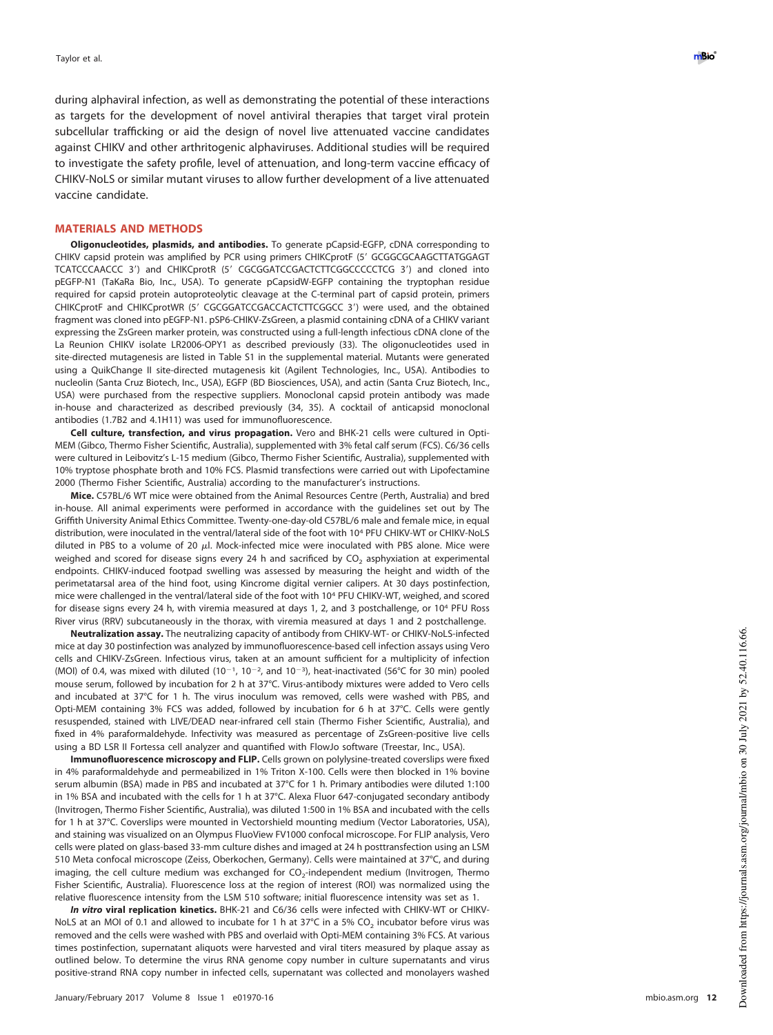during alphaviral infection, as well as demonstrating the potential of these interactions as targets for the development of novel antiviral therapies that target viral protein subcellular trafficking or aid the design of novel live attenuated vaccine candidates against CHIKV and other arthritogenic alphaviruses. Additional studies will be required to investigate the safety profile, level of attenuation, and long-term vaccine efficacy of CHIKV-NoLS or similar mutant viruses to allow further development of a live attenuated vaccine candidate.

## MATERIALS AND METHODS

**Oligonucleotides, plasmids, and antibodies.** To generate pCapsid-EGFP, cDNA corresponding to CHIKV capsid protein was amplified by PCR using primers CHIKCprotF (5′ GCGGCGCAAGCTTATGGAGT TCATCCCAACCC 3′) and CHIKCprotR (5′ CGCGGATCCGACTCTTCGGCCCCCTCG 3′) and cloned into pEGFP-N1 (TaKaRa Bio, Inc., USA). To generate pCapsidW-EGFP containing the tryptophan residue required for capsid protein autoproteolytic cleavage at the C-terminal part of capsid protein, primers CHIKCprotF and CHIKCprotWR (5′ CGCGGATCCGACCACTCTTCGGCC 3′) were used, and the obtained fragment was cloned into pEGFP-N1. pSP6-CHIKV-ZsGreen, a plasmid containing cDNA of a CHIKV variant expressing the ZsGreen marker protein, was constructed using a full-length infectious cDNA clone of the La Reunion CHIKV isolate LR2006-OPY1 as described previously (33). The oligonucleotides used in site-directed mutagenesis are listed in Table S1 in the supplemental material. Mutants were generated using a QuikChange II site-directed mutagenesis kit (Agilent Technologies, Inc., USA). Antibodies to nucleolin (Santa Cruz Biotech, Inc., USA), EGFP (BD Biosciences, USA), and actin (Santa Cruz Biotech, Inc., USA) were purchased from the respective suppliers. Monoclonal capsid protein antibody was made in-house and characterized as described previously (34, 35). A cocktail of anticapsid monoclonal antibodies (1.7B2 and 4.1H11) was used for immunofluorescence.

**Cell culture, transfection, and virus propagation.** Vero and BHK-21 cells were cultured in Opti-MEM (Gibco, Thermo Fisher Scientific, Australia), supplemented with 3% fetal calf serum (FCS). C6/36 cells were cultured in Leibovitz's L-15 medium (Gibco, Thermo Fisher Scientific, Australia), supplemented with 10% tryptose phosphate broth and 10% FCS. Plasmid transfections were carried out with Lipofectamine 2000 (Thermo Fisher Scientific, Australia) according to the manufacturer's instructions.

**Mice.** C57BL/6 WT mice were obtained from the Animal Resources Centre (Perth, Australia) and bred in-house. All animal experiments were performed in accordance with the guidelines set out by The Griffith University Animal Ethics Committee. Twenty-one-day-old C57BL/6 male and female mice, in equal distribution, were inoculated in the ventral/lateral side of the foot with $10^4$ PFU CHIKV-WT or CHIKV-NoLS diluted in PBS to a volume of 20 $\mu$l. Mock-infected mice were inoculated with PBS alone. Mice were weighed and scored for disease signs every 24 h and sacrificed by $CO_2$ asphyxiation at experimental endpoints. CHIKV-induced footpad swelling was assessed by measuring the height and width of the perimetatarsal area of the hind foot, using Kincrome digital vernier calipers. At 30 days postinfection, mice were challenged in the ventral/lateral side of the foot with $10^4$ PFU CHIKV-WT, weighed, and scored for disease signs every 24 h, with viremia measured at days 1, 2, and 3 postchallenge, or $10^4$ PFU Ross River virus (RRV) subcutaneously in the thorax, with viremia measured at days 1 and 2 postchallenge.

**Neutralization assay.** The neutralizing capacity of antibody from CHIKV-WT- or CHIKV-NoLS-infected mice at day 30 postinfection was analyzed by immunofluorescence-based cell infection assays using Vero cells and CHIKV-ZsGreen. Infectious virus, taken at an amount sufficient for a multiplicity of infection (MOI) of 0.4, was mixed with diluted ($10^{-1}$, $10^{-2}$, and $10^{-3}$), heat-inactivated (56°C for 30 min) pooled mouse serum, followed by incubation for 2 h at 37°C. Virus-antibody mixtures were added to Vero cells and incubated at 37°C for 1 h. The virus inoculum was removed, cells were washed with PBS, and Opti-MEM containing 3% FCS was added, followed by incubation for 6 h at 37°C. Cells were gently resuspended, stained with LIVE/DEAD near-infrared cell stain (Thermo Fisher Scientific, Australia), and fixed in 4% paraformaldehyde. Infectivity was measured as percentage of ZsGreen-positive live cells using a BD LSR II Fortessa cell analyzer and quantified with FlowJo software (Treestar, Inc., USA).

**Immunofluorescence microscopy and FLIP.** Cells grown on polylysine-treated coverslips were fixed in 4% paraformaldehyde and permeabilized in 1% Triton X-100. Cells were then blocked in 1% bovine serum albumin (BSA) made in PBS and incubated at 37°C for 1 h. Primary antibodies were diluted 1:100 in 1% BSA and incubated with the cells for 1 h at 37°C. Alexa Fluor 647-conjugated secondary antibody (Invitrogen, Thermo Fisher Scientific, Australia), was diluted 1:500 in 1% BSA and incubated with the cells for 1 h at 37°C. Coverslips were mounted in Vectorshield mounting medium (Vector Laboratories, USA), and staining was visualized on an Olympus FluoView FV1000 confocal microscope. For FLIP analysis, Vero cells were plated on glass-based 33-mm culture dishes and imaged at 24 h posttransfection using an LSM 510 Meta confocal microscope (Zeiss, Oberkochen, Germany). Cells were maintained at 37°C, and during imaging, the cell culture medium was exchanged for $CO_2$-independent medium (Invitrogen, Thermo Fisher Scientific, Australia). Fluorescence loss at the region of interest (ROI) was normalized using the relative fluorescence intensity from the LSM 510 software; initial fluorescence intensity was set as 1.

***In vitro* viral replication kinetics.** BHK-21 and C6/36 cells were infected with CHIKV-WT or CHIKV-NoLS at an MOI of 0.1 and allowed to incubate for 1 h at 37°C in a 5% $CO_2$ incubator before virus was removed and the cells were washed with PBS and overlaid with Opti-MEM containing 3% FCS. At various times postinfection, supernatant aliquots were harvested and viral titers measured by plaque assay as outlined below. To determine the virus RNA genome copy number in culture supernatants and virus positive-strand RNA copy number in infected cells, supernatant was collected and monolayers washed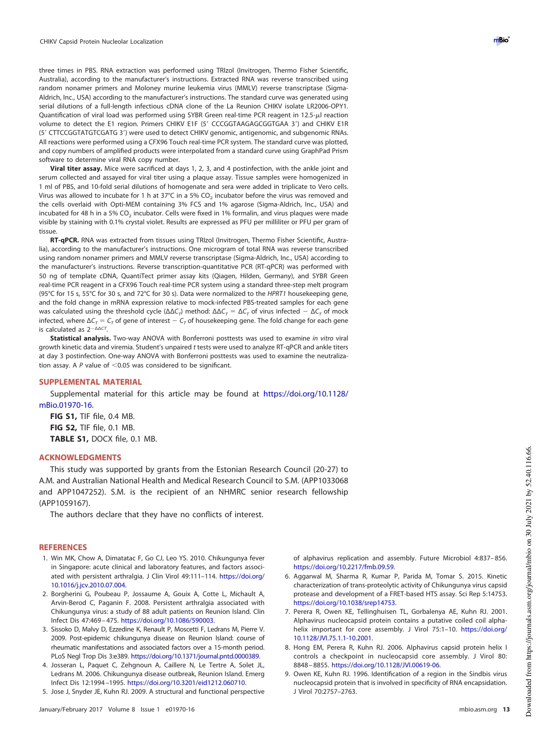three times in PBS. RNA extraction was performed using TRIzol (Invitrogen, Thermo Fisher Scientific, Australia), according to the manufacturer's instructions. Extracted RNA was reverse transcribed using random nonamer primers and Moloney murine leukemia virus (MMLV) reverse transcriptase (Sigma-Aldrich, Inc., USA) according to the manufacturer's instructions. The standard curve was generated using serial dilutions of a full-length infectious cDNA clone of the La Reunion CHIKV isolate LR2006-OPY1. Quantification of viral load was performed using SYBR Green real-time PCR reagent in 12.5-$\mu$l reaction volume to detect the E1 region. Primers CHIKV E1F (5′ CCCGGTAAGAGCGGTGAA 3′) and CHIKV E1R (5′ CTTCCGGTATGTCGATG 3′) were used to detect CHIKV genomic, antigenomic, and subgenomic RNAs. All reactions were performed using a CFX96 Touch real-time PCR system. The standard curve was plotted, and copy numbers of amplified products were interpolated from a standard curve using GraphPad Prism software to determine viral RNA copy number.

**Viral titer assay.** Mice were sacrificed at days 1, 2, 3, and 4 postinfection, with the ankle joint and serum collected and assayed for viral titer using a plaque assay. Tissue samples were homogenized in 1 ml of PBS, and 10-fold serial dilutions of homogenate and sera were added in triplicate to Vero cells. Virus was allowed to incubate for 1 h at 37°C in a 5% $CO_2$ incubator before the virus was removed and the cells overlaid with Opti-MEM containing 3% FCS and 1% agarose (Sigma-Aldrich, Inc., USA) and incubated for 48 h in a 5% $CO_2$ incubator. Cells were fixed in 1% formalin, and virus plaques were made visible by staining with 0.1% crystal violet. Results are expressed as PFU per milliliter or PFU per gram of tissue.

**RT-qPCR.** RNA was extracted from tissues using TRIzol (Invitrogen, Thermo Fisher Scientific, Australia), according to the manufacturer's instructions. One microgram of total RNA was reverse transcribed using random nonamer primers and MMLV reverse transcriptase (Sigma-Aldrich, Inc., USA) according to the manufacturer's instructions. Reverse transcription-quantitative PCR (RT-qPCR) was performed with 50 ng of template cDNA, QuantiTect primer assay kits (Qiagen, Hilden, Germany), and SYBR Green real-time PCR reagent in a CFX96 Touch real-time PCR system using a standard three-step melt program (95°C for 15 s, 55°C for 30 s, and 72°C for 30 s). Data were normalized to the *HPRT1* housekeeping gene, and the fold change in mRNA expression relative to mock-infected PBS-treated samples for each gene was calculated using the threshold cycle ($\Delta\Delta C_T$) method: $\Delta\Delta C_T = \Delta C_T$ of virus infected $-$ $\Delta C_T$ of mock infected, where $\Delta C_T = C_T$ of gene of interest $-$ $C_T$ of housekeeping gene. The fold change for each gene is calculated as $2^{-\Delta\Delta CT}$.

**Statistical analysis.** Two-way ANOVA with Bonferroni posttests was used to examine *in vitro* viral growth kinetic data and viremia. Student's unpaired *t* tests were used to analyze RT-qPCR and ankle titers at day 3 postinfection. One-way ANOVA with Bonferroni posttests was used to examine the neutralization assay. A *P* value of $<$0.05 was considered to be significant.

## SUPPLEMENTAL MATERIAL

Supplemental material for this article may be found at https://doi.org/10.1128/mBio.01970-16.

**FIG S1,** TIF file, 0.4 MB.
**FIG S2,** TIF file, 0.1 MB.
**TABLE S1,** DOCX file, 0.1 MB.

## ACKNOWLEDGMENTS

This study was supported by grants from the Estonian Research Council (20-27) to A.M. and Australian National Health and Medical Research Council to S.M. (APP1033068 and APP1047252). S.M. is the recipient of an NHMRC senior research fellowship (APP1059167).

The authors declare that they have no conflicts of interest.

## REFERENCES

1. Win MK, Chow A, Dimatatac F, Go CJ, Leo YS. 2010. Chikungunya fever in Singapore: acute clinical and laboratory features, and factors associated with persistent arthralgia. J Clin Virol 49:111–114. https://doi.org/10.1016/j.jcv.2010.07.004.
2. Borgherini G, Poubeau P, Jossaume A, Gouix A, Cotte L, Michault A, Arvin-Berod C, Paganin F. 2008. Persistent arthralgia associated with Chikungunya virus: a study of 88 adult patients on Reunion Island. Clin Infect Dis 47:469–475. https://doi.org/10.1086/590003.
3. Sissoko D, Malvy D, Ezzedine K, Renault P, Moscetti F, Ledrans M, Pierre V. 2009. Post-epidemic chikungunya disease on Reunion Island: course of rheumatic manifestations and associated factors over a 15-month period. PLoS Negl Trop Dis 3:e389. https://doi.org/10.1371/journal.pntd.0000389.
4. Josseran L, Paquet C, Zehgnoun A, Caillere N, Le Tertre A, Solet JL, Ledrans M. 2006. Chikungunya disease outbreak, Reunion Island. Emerg Infect Dis 12:1994–1995. https://doi.org/10.3201/eid1212.060710.
5. Jose J, Snyder JE, Kuhn RJ. 2009. A structural and functional perspective of alphavirus replication and assembly. Future Microbiol 4:837–856. https://doi.org/10.2217/fmb.09.59.
6. Aggarwal M, Sharma R, Kumar P, Parida M, Tomar S. 2015. Kinetic characterization of trans-proteolytic activity of Chikungunya virus capsid protease and development of a FRET-based HTS assay. Sci Rep 5:14753. https://doi.org/10.1038/srep14753.
7. Perera R, Owen KE, Tellinghuisen TL, Gorbalenya AE, Kuhn RJ. 2001. Alphavirus nucleocapsid protein contains a putative coiled coil alpha-helix important for core assembly. J Virol 75:1–10. https://doi.org/10.1128/JVI.75.1.1-10.2001.
8. Hong EM, Perera R, Kuhn RJ. 2006. Alphavirus capsid protein helix I controls a checkpoint in nucleocapsid core assembly. J Virol 80:8848–8855. https://doi.org/10.1128/JVI.00619-06.
9. Owen KE, Kuhn RJ. 1996. Identification of a region in the Sindbis virus nucleocapsid protein that is involved in specificity of RNA encapsidation. J Virol 70:2757–2763.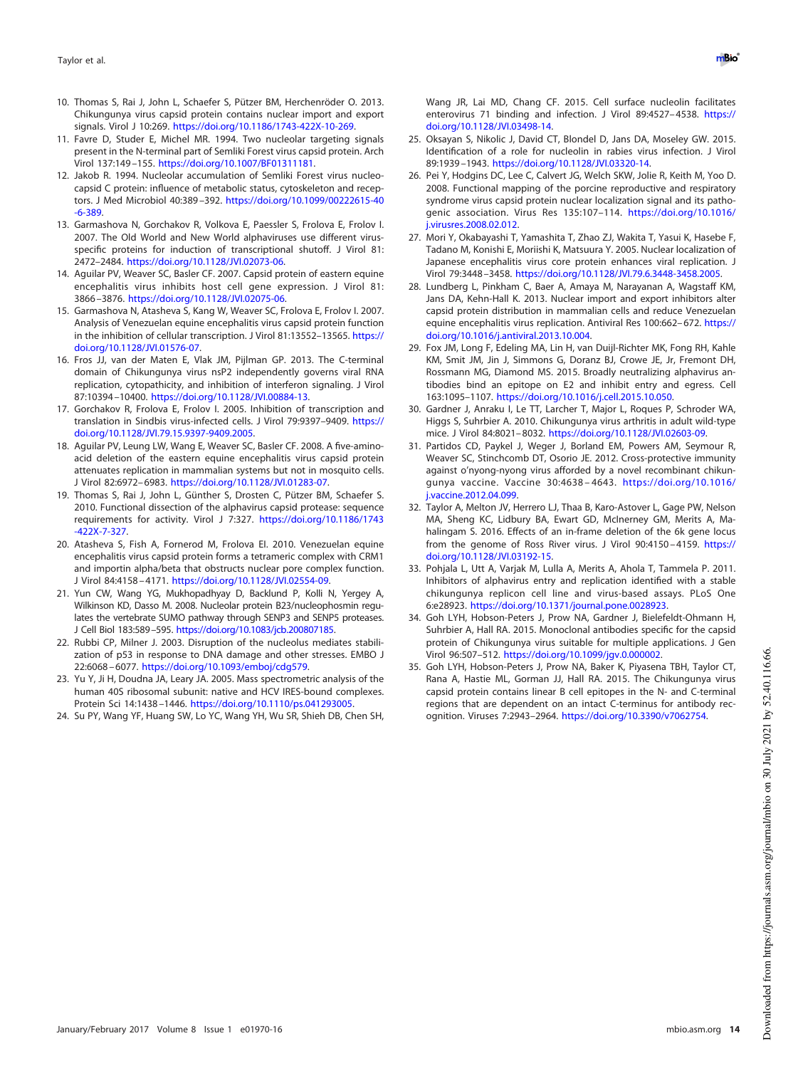10. Thomas S, Rai J, John L, Schaefer S, Pützer BM, Herchenröder O. 2013. Chikungunya virus capsid protein contains nuclear import and export signals. Virol J 10:269. https://doi.org/10.1186/1743-422X-10-269.
11. Favre D, Studer E, Michel MR. 1994. Two nucleolar targeting signals present in the N-terminal part of Semliki Forest virus capsid protein. Arch Virol 137:149–155. https://doi.org/10.1007/BF01311181.
12. Jakob R. 1994. Nucleolar accumulation of Semliki Forest virus nucleocapsid C protein: influence of metabolic status, cytoskeleton and receptors. J Med Microbiol 40:389–392. https://doi.org/10.1099/00222615-40-6-389.
13. Garmashova N, Gorchakov R, Volkova E, Paessler S, Frolova E, Frolov I. 2007. The Old World and New World alphaviruses use different virus-specific proteins for induction of transcriptional shutoff. J Virol 81:2472–2484. https://doi.org/10.1128/JVI.02073-06.
14. Aguilar PV, Weaver SC, Basler CF. 2007. Capsid protein of eastern equine encephalitis virus inhibits host cell gene expression. J Virol 81:3866–3876. https://doi.org/10.1128/JVI.02075-06.
15. Garmashova N, Atasheva S, Kang W, Weaver SC, Frolova E, Frolov I. 2007. Analysis of Venezuelan equine encephalitis virus capsid protein function in the inhibition of cellular transcription. J Virol 81:13552–13565. https://doi.org/10.1128/JVI.01576-07.
16. Fros JJ, van der Maten E, Vlak JM, Pijlman GP. 2013. The C-terminal domain of Chikungunya virus nsP2 independently governs viral RNA replication, cytopathicity, and inhibition of interferon signaling. J Virol 87:10394–10400. https://doi.org/10.1128/JVI.00884-13.
17. Gorchakov R, Frolova E, Frolov I. 2005. Inhibition of transcription and translation in Sindbis virus-infected cells. J Virol 79:9397–9409. https://doi.org/10.1128/JVI.79.15.9397-9409.2005.
18. Aguilar PV, Leung LW, Wang E, Weaver SC, Basler CF. 2008. A five-amino-acid deletion of the eastern equine encephalitis virus capsid protein attenuates replication in mammalian systems but not in mosquito cells. J Virol 82:6972–6983. https://doi.org/10.1128/JVI.01283-07.
19. Thomas S, Rai J, John L, Günther S, Drosten C, Pützer BM, Schaefer S. 2010. Functional dissection of the alphavirus capsid protease: sequence requirements for activity. Virol J 7:327. https://doi.org/10.1186/1743-422X-7-327.
20. Atasheva S, Fish A, Fornerod M, Frolova EI. 2010. Venezuelan equine encephalitis virus capsid protein forms a tetrameric complex with CRM1 and importin alpha/beta that obstructs nuclear pore complex function. J Virol 84:4158–4171. https://doi.org/10.1128/JVI.02554-09.
21. Yun CW, Wang YG, Mukhopadhyay D, Backlund P, Kolli N, Yergey A, Wilkinson KD, Dasso M. 2008. Nucleolar protein B23/nucleophosmin regulates the vertebrate SUMO pathway through SENP3 and SENP5 proteases. J Cell Biol 183:589–595. https://doi.org/10.1083/jcb.200807185.
22. Rubbi CP, Milner J. 2003. Disruption of the nucleolus mediates stabilization of p53 in response to DNA damage and other stresses. EMBO J 22:6068–6077. https://doi.org/10.1093/emboj/cdg579.
23. Yu Y, Ji H, Doudna JA, Leary JA. 2005. Mass spectrometric analysis of the human 40S ribosomal subunit: native and HCV IRES-bound complexes. Protein Sci 14:1438–1446. https://doi.org/10.1110/ps.041293005.
24. Su PY, Wang YF, Huang SW, Lo YC, Wang YH, Wu SR, Shieh DB, Chen SH, Wang JR, Lai MD, Chang CF. 2015. Cell surface nucleolin facilitates enterovirus 71 binding and infection. J Virol 89:4527–4538. https://doi.org/10.1128/JVI.03498-14.
25. Oksayan S, Nikolic J, David CT, Blondel D, Jans DA, Moseley GW. 2015. Identification of a role for nucleolin in rabies virus infection. J Virol 89:1939–1943. https://doi.org/10.1128/JVI.03320-14.
26. Pei Y, Hodgins DC, Lee C, Calvert JG, Welch SKW, Jolie R, Keith M, Yoo D. 2008. Functional mapping of the porcine reproductive and respiratory syndrome virus capsid protein nuclear localization signal and its pathogenic association. Virus Res 135:107–114. https://doi.org/10.1016/j.virusres.2008.02.012.
27. Mori Y, Okabayashi T, Yamashita T, Zhao ZJ, Wakita T, Yasui K, Hasebe F, Tadano M, Konishi E, Moriishi K, Matsuura Y. 2005. Nuclear localization of Japanese encephalitis virus core protein enhances viral replication. J Virol 79:3448–3458. https://doi.org/10.1128/JVI.79.6.3448-3458.2005.
28. Lundberg L, Pinkham C, Baer A, Amaya M, Narayanan A, Wagstaff KM, Jans DA, Kehn-Hall K. 2013. Nuclear import and export inhibitors alter capsid protein distribution in mammalian cells and reduce Venezuelan equine encephalitis virus replication. Antiviral Res 100:662–672. https://doi.org/10.1016/j.antiviral.2013.10.004.
29. Fox JM, Long F, Edeling MA, Lin H, van Duijl-Richter MK, Fong RH, Kahle KM, Smit JM, Jin J, Simmons G, Doranz BJ, Crowe JE, Jr, Fremont DH, Rossmann MG, Diamond MS. 2015. Broadly neutralizing alphavirus antibodies bind an epitope on E2 and inhibit entry and egress. Cell 163:1095–1107. https://doi.org/10.1016/j.cell.2015.10.050.
30. Gardner J, Anraku I, Le TT, Larcher T, Major L, Roques P, Schroder WA, Higgs S, Suhrbier A. 2010. Chikungunya virus arthritis in adult wild-type mice. J Virol 84:8021–8032. https://doi.org/10.1128/JVI.02603-09.
31. Partidos CD, Paykel J, Weger J, Borland EM, Powers AM, Seymour R, Weaver SC, Stinchcomb DT, Osorio JE. 2012. Cross-protective immunity against o'nyong-nyong virus afforded by a novel recombinant chikungunya vaccine. Vaccine 30:4638–4643. https://doi.org/10.1016/j.vaccine.2012.04.099.
32. Taylor A, Melton JV, Herrero LJ, Thaa B, Karo-Astover L, Gage PW, Nelson MA, Sheng KC, Lidbury BA, Ewart GD, McInerney GM, Merits A, Mahalingam S. 2016. Effects of an in-frame deletion of the 6k gene locus from the genome of Ross River virus. J Virol 90:4150–4159. https://doi.org/10.1128/JVI.03192-15.
33. Pohjala L, Utt A, Varjak M, Lulla A, Merits A, Ahola T, Tammela P. 2011. Inhibitors of alphavirus entry and replication identified with a stable chikungunya replicon cell line and virus-based assays. PLoS One 6:e28923. https://doi.org/10.1371/journal.pone.0028923.
34. Goh LYH, Hobson-Peters J, Prow NA, Gardner J, Bielefeldt-Ohmann H, Suhrbier A, Hall RA. 2015. Monoclonal antibodies specific for the capsid protein of Chikungunya virus suitable for multiple applications. J Gen Virol 96:507–512. https://doi.org/10.1099/jgv.0.000002.
35. Goh LYH, Hobson-Peters J, Prow NA, Baker K, Piyasena TBH, Taylor CT, Rana A, Hastie ML, Gorman JJ, Hall RA. 2015. The Chikungunya virus capsid protein contains linear B cell epitopes in the N- and C-terminal regions that are dependent on an intact C-terminus for antibody recognition. Viruses 7:2943–2964. https://doi.org/10.3390/v7062754.